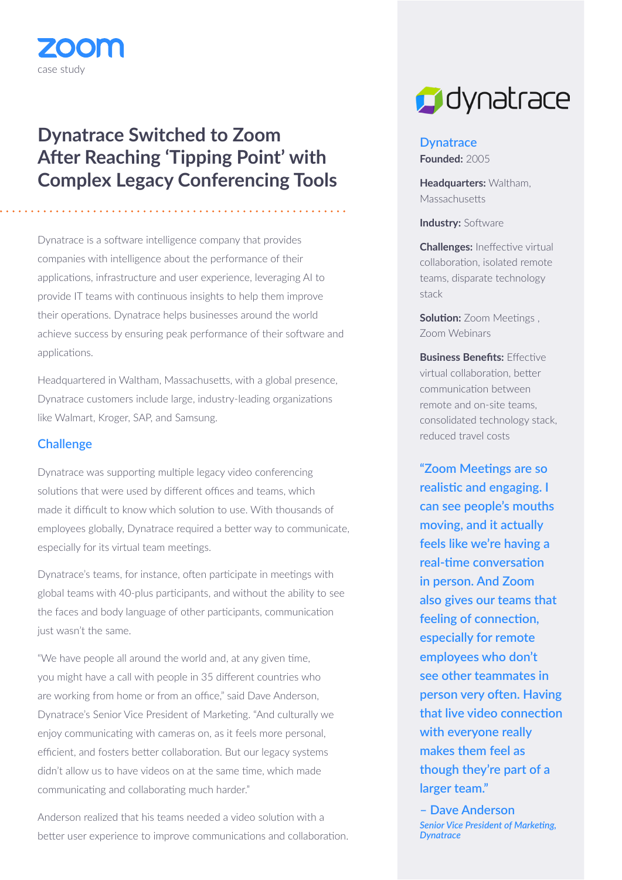zoom
case study

# Dynatrace Switched to Zoom After Reaching 'Tipping Point' with Complex Legacy Conferencing Tools

Dynatrace is a software intelligence company that provides companies with intelligence about the performance of their applications, infrastructure and user experience, leveraging AI to provide IT teams with continuous insights to help them improve their operations. Dynatrace helps businesses around the world achieve success by ensuring peak performance of their software and applications.

Headquartered in Waltham, Massachusetts, with a global presence, Dynatrace customers include large, industry-leading organizations like Walmart, Kroger, SAP, and Samsung.

## Challenge

Dynatrace was supporting multiple legacy video conferencing solutions that were used by different offices and teams, which made it difficult to know which solution to use. With thousands of employees globally, Dynatrace required a better way to communicate, especially for its virtual team meetings.

Dynatrace's teams, for instance, often participate in meetings with global teams with 40-plus participants, and without the ability to see the faces and body language of other participants, communication just wasn't the same.

"We have people all around the world and, at any given time, you might have a call with people in 35 different countries who are working from home or from an office," said Dave Anderson, Dynatrace's Senior Vice President of Marketing. "And culturally we enjoy communicating with cameras on, as it feels more personal, efficient, and fosters better collaboration. But our legacy systems didn't allow us to have videos on at the same time, which made communicating and collaborating much harder."

Anderson realized that his teams needed a video solution with a better user experience to improve communications and collaboration.

dynatrace

## Dynatrace

**Founded:** 2005

**Headquarters:** Waltham, Massachusetts

**Industry:** Software

**Challenges:** Ineffective virtual collaboration, isolated remote teams, disparate technology stack

**Solution:** Zoom Meetings , Zoom Webinars

**Business Benefits:** Effective virtual collaboration, better communication between remote and on-site teams, consolidated technology stack, reduced travel costs

"Zoom Meetings are so realistic and engaging. I can see people's mouths moving, and it actually feels like we're having a real-time conversation in person. And Zoom also gives our teams that feeling of connection, especially for remote employees who don't see other teammates in person very often. Having that live video connection with everyone really makes them feel as though they're part of a larger team."

– Dave Anderson
*Senior Vice President of Marketing, Dynatrace*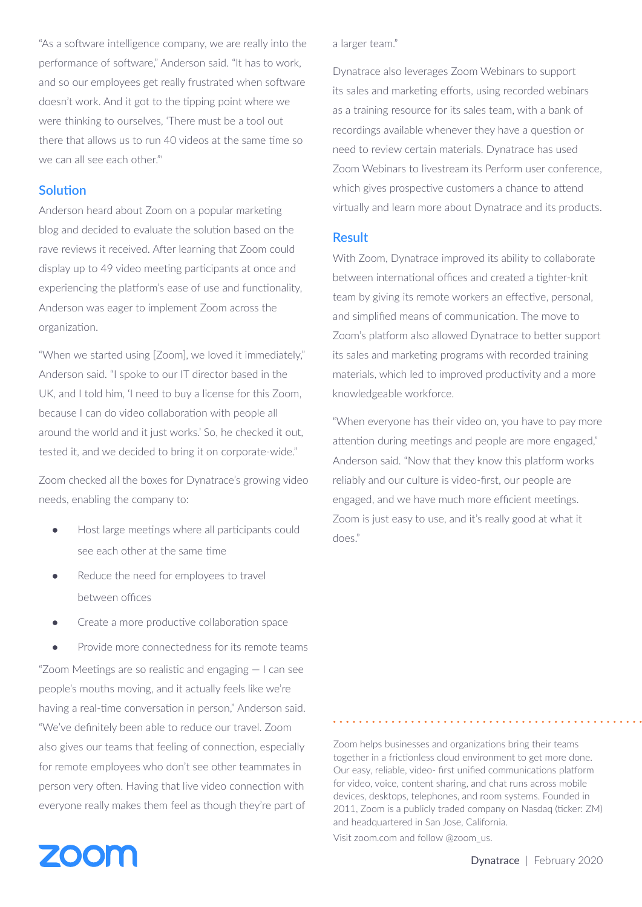"As a software intelligence company, we are really into the performance of software," Anderson said. "It has to work, and so our employees get really frustrated when software doesn't work. And it got to the tipping point where we were thinking to ourselves, 'There must be a tool out there that allows us to run 40 videos at the same time so we can all see each other.'"

## Solution

Anderson heard about Zoom on a popular marketing blog and decided to evaluate the solution based on the rave reviews it received. After learning that Zoom could display up to 49 video meeting participants at once and experiencing the platform's ease of use and functionality, Anderson was eager to implement Zoom across the organization.

"When we started using [Zoom], we loved it immediately," Anderson said. "I spoke to our IT director based in the UK, and I told him, 'I need to buy a license for this Zoom, because I can do video collaboration with people all around the world and it just works.' So, he checked it out, tested it, and we decided to bring it on corporate-wide."

Zoom checked all the boxes for Dynatrace's growing video needs, enabling the company to:

- Host large meetings where all participants could see each other at the same time
- Reduce the need for employees to travel between offices
- Create a more productive collaboration space
- Provide more connectedness for its remote teams

"Zoom Meetings are so realistic and engaging — I can see people's mouths moving, and it actually feels like we're having a real-time conversation in person," Anderson said. "We've definitely been able to reduce our travel. Zoom also gives our teams that feeling of connection, especially for remote employees who don't see other teammates in person very often. Having that live video connection with everyone really makes them feel as though they're part of a larger team."

Dynatrace also leverages Zoom Webinars to support its sales and marketing efforts, using recorded webinars as a training resource for its sales team, with a bank of recordings available whenever they have a question or need to review certain materials. Dynatrace has used Zoom Webinars to livestream its Perform user conference, which gives prospective customers a chance to attend virtually and learn more about Dynatrace and its products.

## Result

With Zoom, Dynatrace improved its ability to collaborate between international offices and created a tighter-knit team by giving its remote workers an effective, personal, and simplified means of communication. The move to Zoom's platform also allowed Dynatrace to better support its sales and marketing programs with recorded training materials, which led to improved productivity and a more knowledgeable workforce.

"When everyone has their video on, you have to pay more attention during meetings and people are more engaged," Anderson said. "Now that they know this platform works reliably and our culture is video-first, our people are engaged, and we have much more efficient meetings. Zoom is just easy to use, and it's really good at what it does."

Zoom helps businesses and organizations bring their teams together in a frictionless cloud environment to get more done. Our easy, reliable, video- first unified communications platform for video, voice, content sharing, and chat runs across mobile devices, desktops, telephones, and room systems. Founded in 2011, Zoom is a publicly traded company on Nasdaq (ticker: ZM) and headquartered in San Jose, California.

Visit zoom.com and follow @zoom_us.

zoom

Dynatrace | February 2020